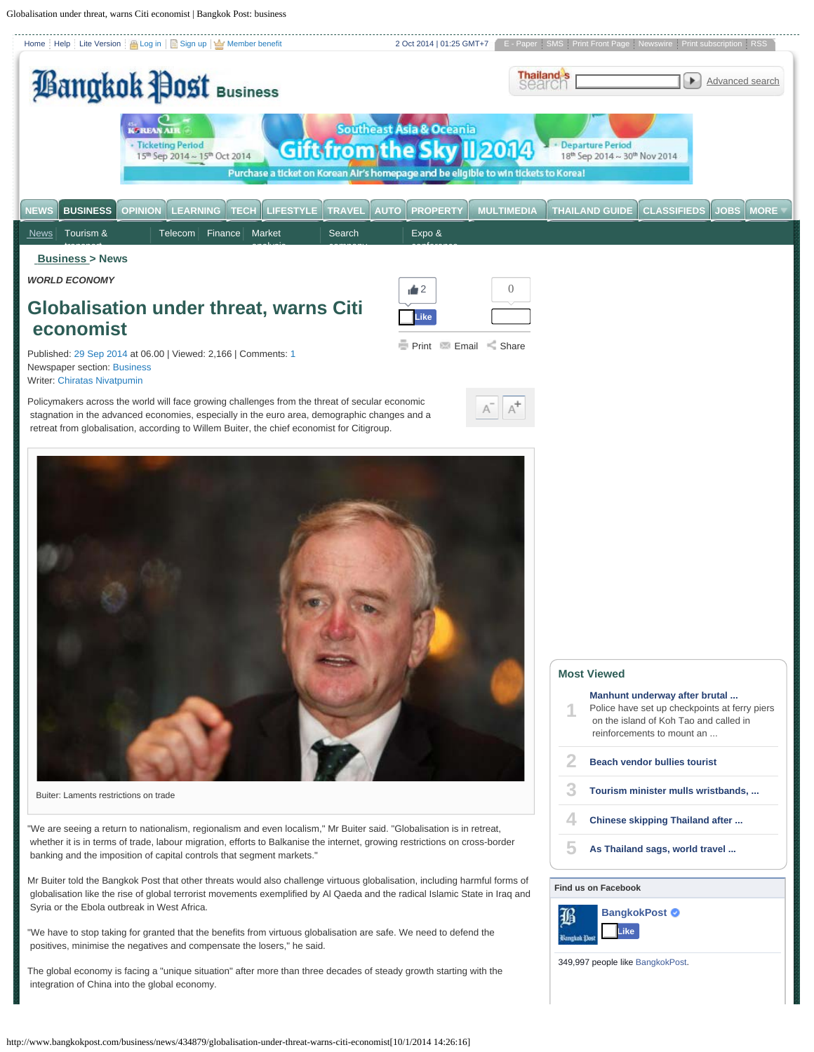Business > News

*WORLD ECONOMY*

# Globalisation under threat, warns Citi economist

Published: 29 Sep 2014 at 06.00 | Viewed: 2,166 | Comments: 1
Newspaper section: Business
Writer: Chiratas Nivatpumin

Policymakers across the world will face growing challenges from the threat of secular economic stagnation in the advanced economies, especially in the euro area, demographic changes and a retreat from globalisation, according to Willem Buiter, the chief economist for Citigroup.

Buiter: Laments restrictions on trade

"We are seeing a return to nationalism, regionalism and even localism," Mr Buiter said. "Globalisation is in retreat, whether it is in terms of trade, labour migration, efforts to Balkanise the internet, growing restrictions on cross-border banking and the imposition of capital controls that segment markets."

Mr Buiter told the Bangkok Post that other threats would also challenge virtuous globalisation, including harmful forms of globalisation like the rise of global terrorist movements exemplified by Al Qaeda and the radical Islamic State in Iraq and Syria or the Ebola outbreak in West Africa.

"We have to stop taking for granted that the benefits from virtuous globalisation are safe. We need to defend the positives, minimise the negatives and compensate the losers," he said.

The global economy is facing a "unique situation" after more than three decades of steady growth starting with the integration of China into the global economy.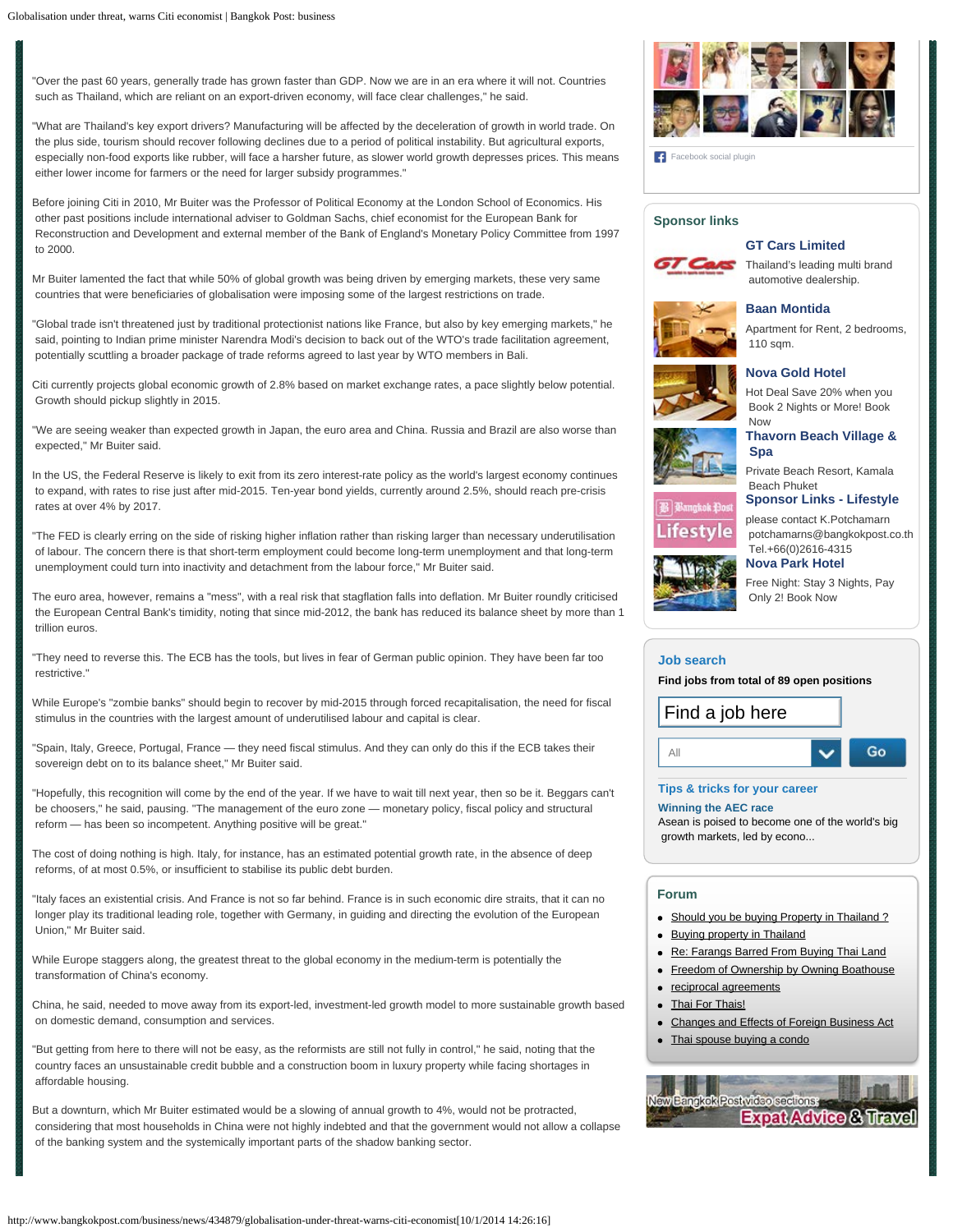"Over the past 60 years, generally trade has grown faster than GDP. Now we are in an era where it will not. Countries such as Thailand, which are reliant on an export-driven economy, will face clear challenges," he said.

"What are Thailand's key export drivers? Manufacturing will be affected by the deceleration of growth in world trade. On the plus side, tourism should recover following declines due to a period of political instability. But agricultural exports, especially non-food exports like rubber, will face a harsher future, as slower world growth depresses prices. This means either lower income for farmers or the need for larger subsidy programmes."

Before joining Citi in 2010, Mr Buiter was the Professor of Political Economy at the London School of Economics. His other past positions include international adviser to Goldman Sachs, chief economist for the European Bank for Reconstruction and Development and external member of the Bank of England's Monetary Policy Committee from 1997 to 2000.

Mr Buiter lamented the fact that while 50% of global growth was being driven by emerging markets, these very same countries that were beneficiaries of globalisation were imposing some of the largest restrictions on trade.

"Global trade isn't threatened just by traditional protectionist nations like France, but also by key emerging markets," he said, pointing to Indian prime minister Narendra Modi's decision to back out of the WTO's trade facilitation agreement, potentially scuttling a broader package of trade reforms agreed to last year by WTO members in Bali.

Citi currently projects global economic growth of 2.8% based on market exchange rates, a pace slightly below potential. Growth should pickup slightly in 2015.

"We are seeing weaker than expected growth in Japan, the euro area and China. Russia and Brazil are also worse than expected," Mr Buiter said.

In the US, the Federal Reserve is likely to exit from its zero interest-rate policy as the world's largest economy continues to expand, with rates to rise just after mid-2015. Ten-year bond yields, currently around 2.5%, should reach pre-crisis rates at over 4% by 2017.

"The FED is clearly erring on the side of risking higher inflation rather than risking larger than necessary underutilisation of labour. The concern there is that short-term employment could become long-term unemployment and that long-term unemployment could turn into inactivity and detachment from the labour force," Mr Buiter said.

The euro area, however, remains a "mess", with a real risk that stagflation falls into deflation. Mr Buiter roundly criticised the European Central Bank's timidity, noting that since mid-2012, the bank has reduced its balance sheet by more than 1 trillion euros.

"They need to reverse this. The ECB has the tools, but lives in fear of German public opinion. They have been far too restrictive."

While Europe's "zombie banks" should begin to recover by mid-2015 through forced recapitalisation, the need for fiscal stimulus in the countries with the largest amount of underutilised labour and capital is clear.

"Spain, Italy, Greece, Portugal, France — they need fiscal stimulus. And they can only do this if the ECB takes their sovereign debt on to its balance sheet," Mr Buiter said.

"Hopefully, this recognition will come by the end of the year. If we have to wait till next year, then so be it. Beggars can't be choosers," he said, pausing. "The management of the euro zone — monetary policy, fiscal policy and structural reform — has been so incompetent. Anything positive will be great."

The cost of doing nothing is high. Italy, for instance, has an estimated potential growth rate, in the absence of deep reforms, of at most 0.5%, or insufficient to stabilise its public debt burden.

"Italy faces an existential crisis. And France is not so far behind. France is in such economic dire straits, that it can no longer play its traditional leading role, together with Germany, in guiding and directing the evolution of the European Union," Mr Buiter said.

While Europe staggers along, the greatest threat to the global economy in the medium-term is potentially the transformation of China's economy.

China, he said, needed to move away from its export-led, investment-led growth model to more sustainable growth based on domestic demand, consumption and services.

"But getting from here to there will not be easy, as the reformists are still not fully in control," he said, noting that the country faces an unsustainable credit bubble and a construction boom in luxury property while facing shortages in affordable housing.

But a downturn, which Mr Buiter estimated would be a slowing of annual growth to 4%, would not be protracted, considering that most households in China were not highly indebted and that the government would not allow a collapse of the banking system and the systemically important parts of the shadow banking sector.

## Sponsor links

**GT Cars Limited**
Thailand's leading multi brand automotive dealership.

**Baan Montida**
Apartment for Rent, 2 bedrooms, 110 sqm.

**Nova Gold Hotel**
Hot Deal Save 20% when you Book 2 Nights or More! Book Now

**Thavorn Beach Village & Spa**
Private Beach Resort, Kamala Beach Phuket

**Sponsor Links - Lifestyle**
please contact K.Potchamarn potchamarns@bangkokpost.co.th Tel.+66(0)2616-4315

**Nova Park Hotel**
Free Night: Stay 3 Nights, Pay Only 2! Book Now

## Job search

Find jobs from total of 89 open positions

**Tips & tricks for your career**

**Winning the AEC race**
Asean is poised to become one of the world's big growth markets, led by econo...

## Forum

- Should you be buying Property in Thailand ?
- Buying property in Thailand
- Re: Farangs Barred From Buying Thai Land
- Freedom of Ownership by Owning Boathouse
- reciprocal agreements
- Thai For Thais!
- Changes and Effects of Foreign Business Act
- Thai spouse buying a condo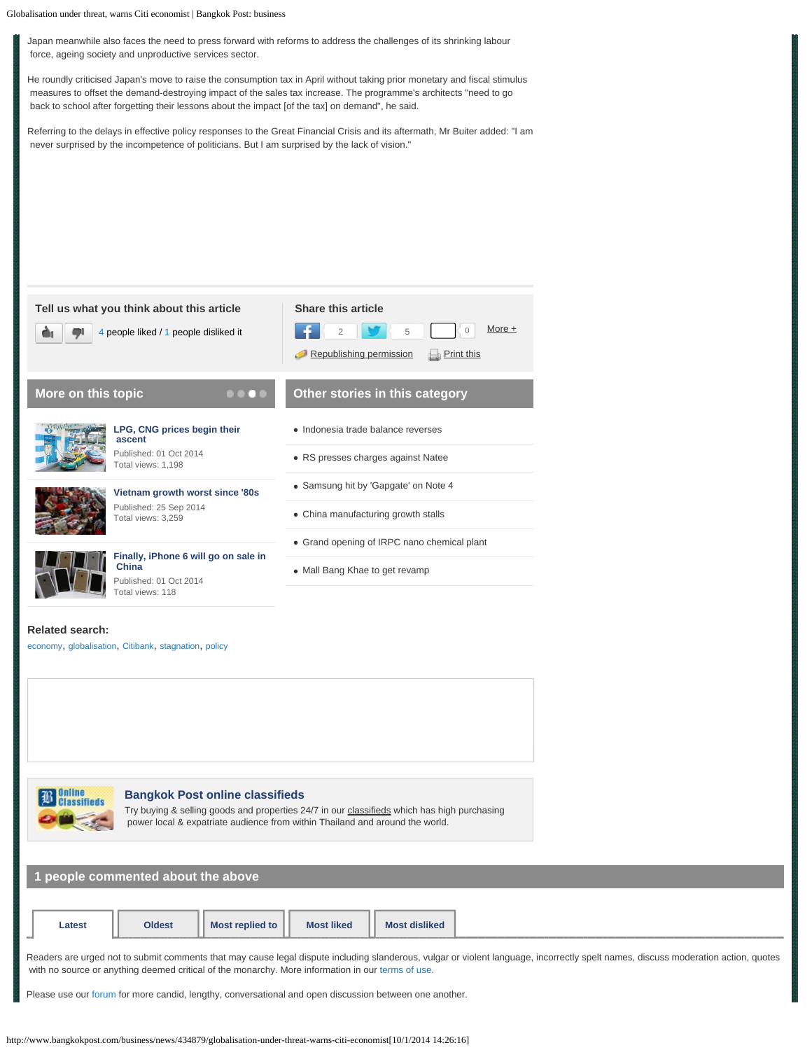Japan meanwhile also faces the need to press forward with reforms to address the challenges of its shrinking labour force, ageing society and unproductive services sector.

He roundly criticised Japan's move to raise the consumption tax in April without taking prior monetary and fiscal stimulus measures to offset the demand-destroying impact of the sales tax increase. The programme's architects "need to go back to school after forgetting their lessons about the impact [of the tax] on demand", he said.

Referring to the delays in effective policy responses to the Great Financial Crisis and its aftermath, Mr Buiter added: "I am never surprised by the incompetence of politicians. But I am surprised by the lack of vision."

**Tell us what you think about this article**

4 people liked / 1 people disliked it

**Share this article**

2 5 0 More +

Republishing permission Print this

## More on this topic

**LPG, CNG prices begin their ascent**
Published: 01 Oct 2014
Total views: 1,198

**Vietnam growth worst since '80s**
Published: 25 Sep 2014
Total views: 3,259

**Finally, iPhone 6 will go on sale in China**
Published: 01 Oct 2014
Total views: 118

## Other stories in this category

- Indonesia trade balance reverses
- RS presses charges against Natee
- Samsung hit by 'Gapgate' on Note 4
- China manufacturing growth stalls
- Grand opening of IRPC nano chemical plant
- Mall Bang Khae to get revamp

**Related search:**

economy, globalisation, Citibank, stagnation, policy

**Bangkok Post online classifieds**

Try buying & selling goods and properties 24/7 in our classifieds which has high purchasing power local & expatriate audience from within Thailand and around the world.

## 1 people commented about the above

Latest | Oldest | Most replied to | Most liked | Most disliked

Readers are urged not to submit comments that may cause legal dispute including slanderous, vulgar or violent language, incorrectly spelt names, discuss moderation action, quotes with no source or anything deemed critical of the monarchy. More information in our terms of use.

Please use our forum for more candid, lengthy, conversational and open discussion between one another.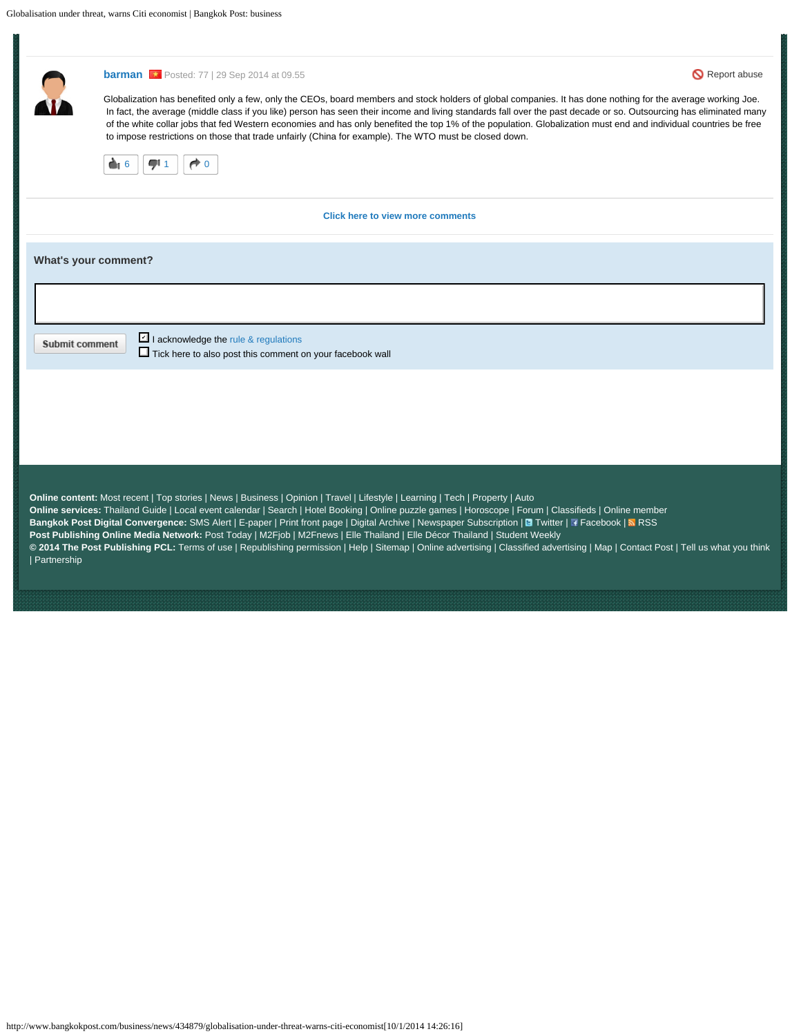**barman** Posted: 77 | 29 Sep 2014 at 09.55

Report abuse

Globalization has benefited only a few, only the CEOs, board members and stock holders of global companies. It has done nothing for the average working Joe. In fact, the average (middle class if you like) person has seen their income and living standards fall over the past decade or so. Outsourcing has eliminated many of the white collar jobs that fed Western economies and has only benefited the top 1% of the population. Globalization must end and individual countries be free to impose restrictions on those that trade unfairly (China for example). The WTO must be closed down.

6 | 1 | 0

Click here to view more comments

**What's your comment?**

Submit comment

- [x] I acknowledge the rule & regulations
- [ ] Tick here to also post this comment on your facebook wall

**Online content:** Most recent | Top stories | News | Business | Opinion | Travel | Lifestyle | Learning | Tech | Property | Auto
**Online services:** Thailand Guide | Local event calendar | Search | Hotel Booking | Online puzzle games | Horoscope | Forum | Classifieds | Online member
**Bangkok Post Digital Convergence:** SMS Alert | E-paper | Print front page | Digital Archive | Newspaper Subscription | Twitter | Facebook | RSS
**Post Publishing Online Media Network:** Post Today | M2Fjob | M2Fnews | Elle Thailand | Elle Décor Thailand | Student Weekly
**© 2014 The Post Publishing PCL:** Terms of use | Republishing permission | Help | Sitemap | Online advertising | Classified advertising | Map | Contact Post | Tell us what you think | Partnership